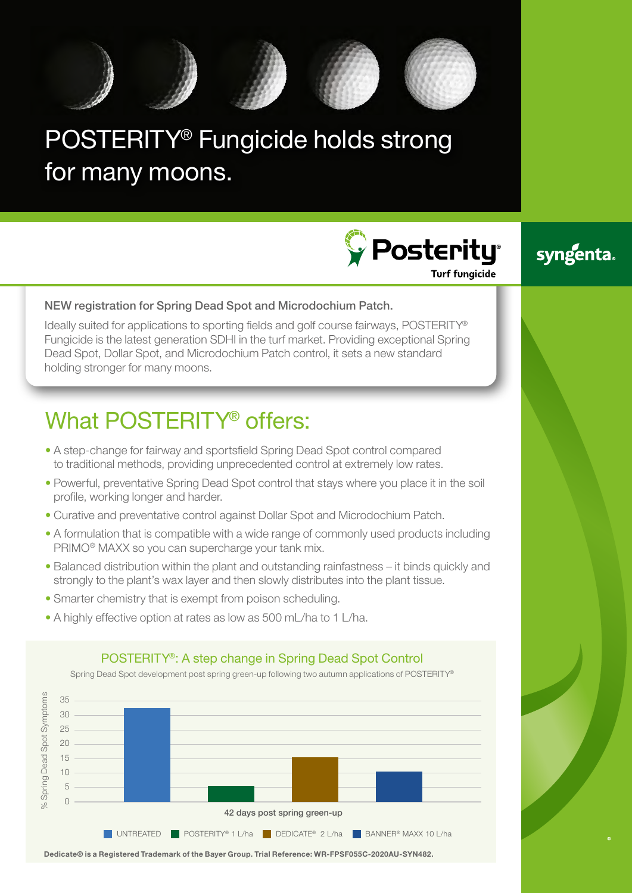# POSTERITY® Fungicide holds strong for many moons.

Posterity® Turf fungicide

syngenta.

**NEW registration for Spring Dead Spot and Microdochium Patch.**

Ideally suited for applications to sporting fields and golf course fairways, POSTERITY® Fungicide is the latest generation SDHI in the turf market. Providing exceptional Spring Dead Spot, Dollar Spot, and Microdochium Patch control, it sets a new standard holding stronger for many moons.

## What POSTERITY® offers:

- A step-change for fairway and sportsfield Spring Dead Spot control compared to traditional methods, providing unprecedented control at extremely low rates.
- Powerful, preventative Spring Dead Spot control that stays where you place it in the soil profile, working longer and harder.
- Curative and preventative control against Dollar Spot and Microdochium Patch.
- A formulation that is compatible with a wide range of commonly used products including PRIMO® MAXX so you can supercharge your tank mix.
- Balanced distribution within the plant and outstanding rainfastness – it binds quickly and strongly to the plant's wax layer and then slowly distributes into the plant tissue.
- Smarter chemistry that is exempt from poison scheduling.
- A highly effective option at rates as low as 500 mL/ha to 1 L/ha.

### POSTERITY®: A step change in Spring Dead Spot Control

Spring Dead Spot development post spring green-up following two autumn applications of POSTERITY®

| Treatment (42 days post spring green-up) | % Spring Dead Spot Symptoms (approx.) |
|---|---|
| UNTREATED | 33 |
| POSTERITY® 1 L/ha | 5.5 |
| DEDICATE® 2 L/ha | 15.5 |
| BANNER® MAXX 10 L/ha | 10.5 |

**Dedicate® is a Registered Trademark of the Bayer Group. Trial Reference: WR-FPSF055C-2020AU-SYN482.**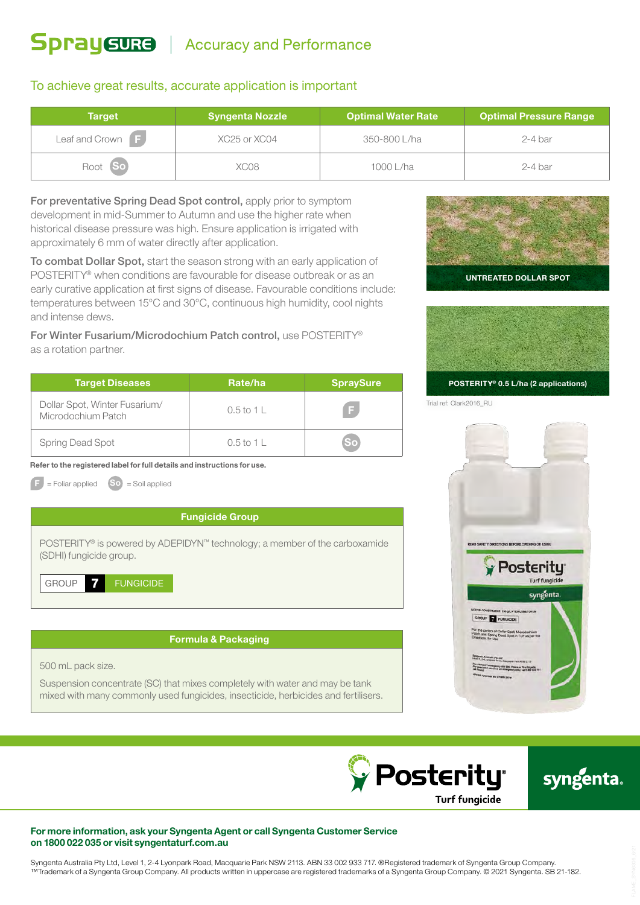# SpraySURE | Accuracy and Performance

## To achieve great results, accurate application is important

| Target | Syngenta Nozzle | Optimal Water Rate | Optimal Pressure Range |
|---|---|---|---|
| Leaf and Crown F | XC25 or XC04 | 350-800 L/ha | 2-4 bar |
| Root So | XC08 | 1000 L/ha | 2-4 bar |

**For preventative Spring Dead Spot control,** apply prior to symptom development in mid-Summer to Autumn and use the higher rate when historical disease pressure was high. Ensure application is irrigated with approximately 6 mm of water directly after application.

**To combat Dollar Spot,** start the season strong with an early application of POSTERITY® when conditions are favourable for disease outbreak or as an early curative application at first signs of disease. Favourable conditions include: temperatures between 15°C and 30°C, continuous high humidity, cool nights and intense dews.

**For Winter Fusarium/Microdochium Patch control,** use POSTERITY® as a rotation partner.

UNTREATED DOLLAR SPOT

POSTERITY® 0.5 L/ha (2 applications)

Trial ref: Clark2016_RU

| Target Diseases | Rate/ha | SpraySure |
|---|---|---|
| Dollar Spot, Winter Fusarium/ Microdochium Patch | 0.5 to 1 L | F |
| Spring Dead Spot | 0.5 to 1 L | So |

**Refer to the registered label for full details and instructions for use.**

F = Foliar applied   So = Soil applied

### Fungicide Group

POSTERITY® is powered by ADEPIDYN™ technology; a member of the carboxamide (SDHI) fungicide group.

GROUP 7 FUNGICIDE

### Formula & Packaging

500 mL pack size.

Suspension concentrate (SC) that mixes completely with water and may be tank mixed with many commonly used fungicides, insecticide, herbicides and fertilisers.

Posterity® Turf fungicide

syngenta.

**For more information, ask your Syngenta Agent or call Syngenta Customer Service on 1800 022 035 or visit syngentaturf.com.au**

Syngenta Australia Pty Ltd, Level 1, 2-4 Lyonpark Road, Macquarie Park NSW 2113. ABN 33 002 933 717. ®Registered trademark of Syngenta Group Company. ™Trademark of a Syngenta Group Company. All products written in uppercase are registered trademarks of a Syngenta Group Company. © 2021 Syngenta. SB 21-182.